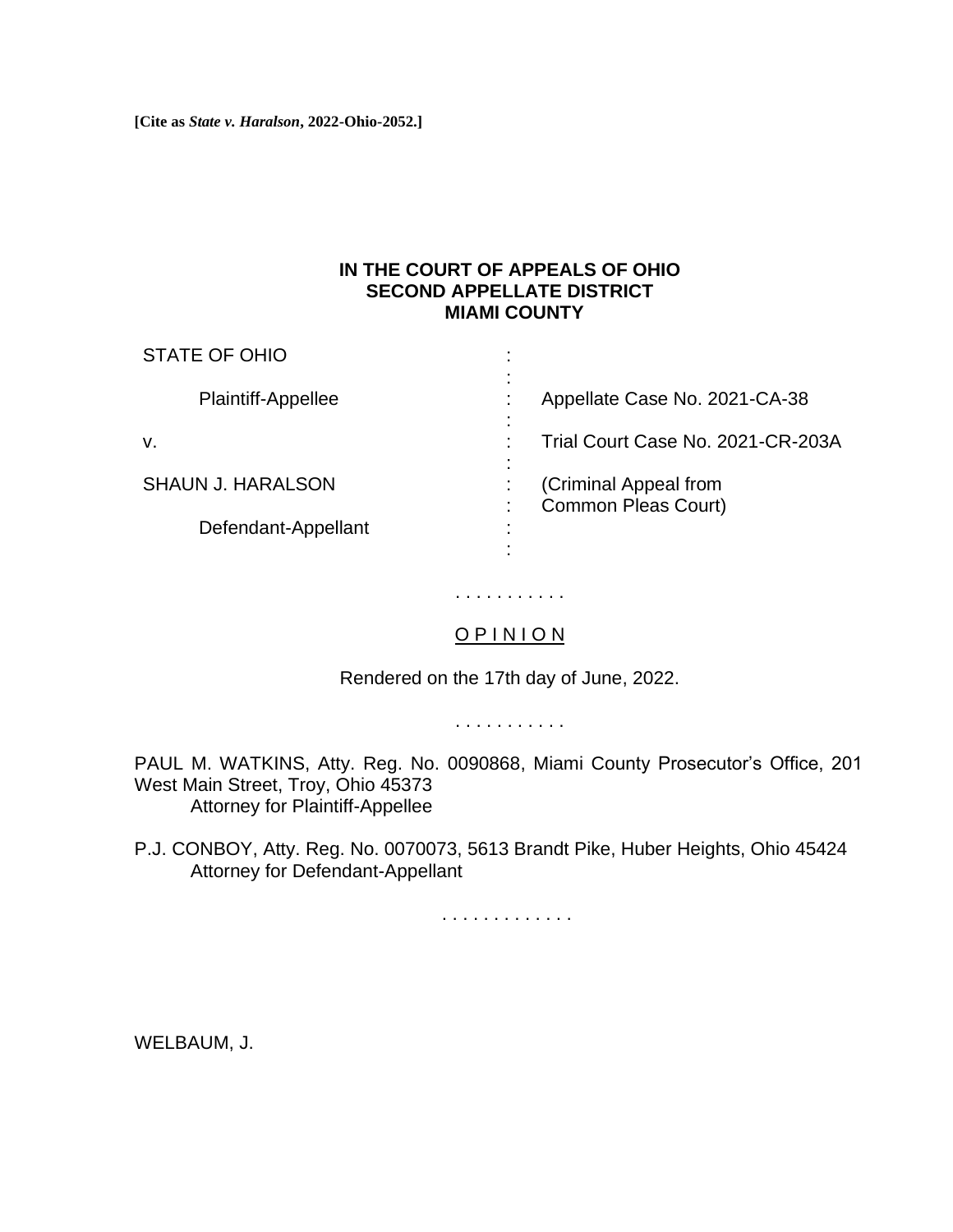**[Cite as *State v. Haralson*, 2022-Ohio-2052.]**

**IN THE COURT OF APPEALS OF OHIO**
**SECOND APPELLATE DISTRICT**
**MIAMI COUNTY**

| | | |
|---|---|---|
| STATE OF OHIO | : | |
| Plaintiff-Appellee | : | Appellate Case No. 2021-CA-38 |
| v. | : | Trial Court Case No. 2021-CR-203A |
| SHAUN J. HARALSON | : | (Criminal Appeal from Common Pleas Court) |
| Defendant-Appellant | : | |

. . . . . . . . . . .

O P I N I O N

Rendered on the 17th day of June, 2022.

. . . . . . . . . . .

PAUL M. WATKINS, Atty. Reg. No. 0090868, Miami County Prosecutor's Office, 201 West Main Street, Troy, Ohio 45373
Attorney for Plaintiff-Appellee

P.J. CONBOY, Atty. Reg. No. 0070073, 5613 Brandt Pike, Huber Heights, Ohio 45424
Attorney for Defendant-Appellant

. . . . . . . . . . . . .

WELBAUM, J.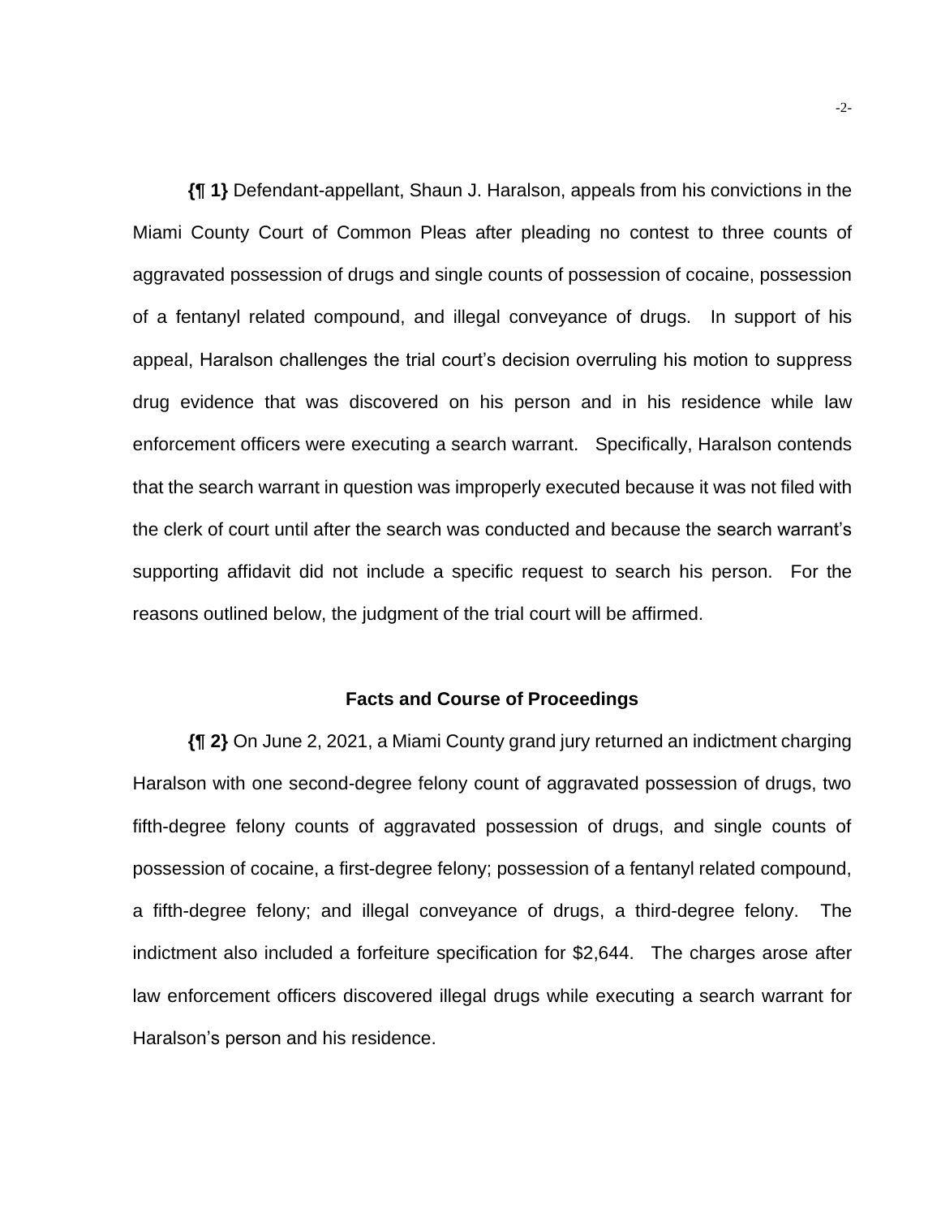**{¶ 1}** Defendant-appellant, Shaun J. Haralson, appeals from his convictions in the Miami County Court of Common Pleas after pleading no contest to three counts of aggravated possession of drugs and single counts of possession of cocaine, possession of a fentanyl related compound, and illegal conveyance of drugs. In support of his appeal, Haralson challenges the trial court's decision overruling his motion to suppress drug evidence that was discovered on his person and in his residence while law enforcement officers were executing a search warrant. Specifically, Haralson contends that the search warrant in question was improperly executed because it was not filed with the clerk of court until after the search was conducted and because the search warrant's supporting affidavit did not include a specific request to search his person. For the reasons outlined below, the judgment of the trial court will be affirmed.

## Facts and Course of Proceedings

**{¶ 2}** On June 2, 2021, a Miami County grand jury returned an indictment charging Haralson with one second-degree felony count of aggravated possession of drugs, two fifth-degree felony counts of aggravated possession of drugs, and single counts of possession of cocaine, a first-degree felony; possession of a fentanyl related compound, a fifth-degree felony; and illegal conveyance of drugs, a third-degree felony. The indictment also included a forfeiture specification for $2,644. The charges arose after law enforcement officers discovered illegal drugs while executing a search warrant for Haralson's person and his residence.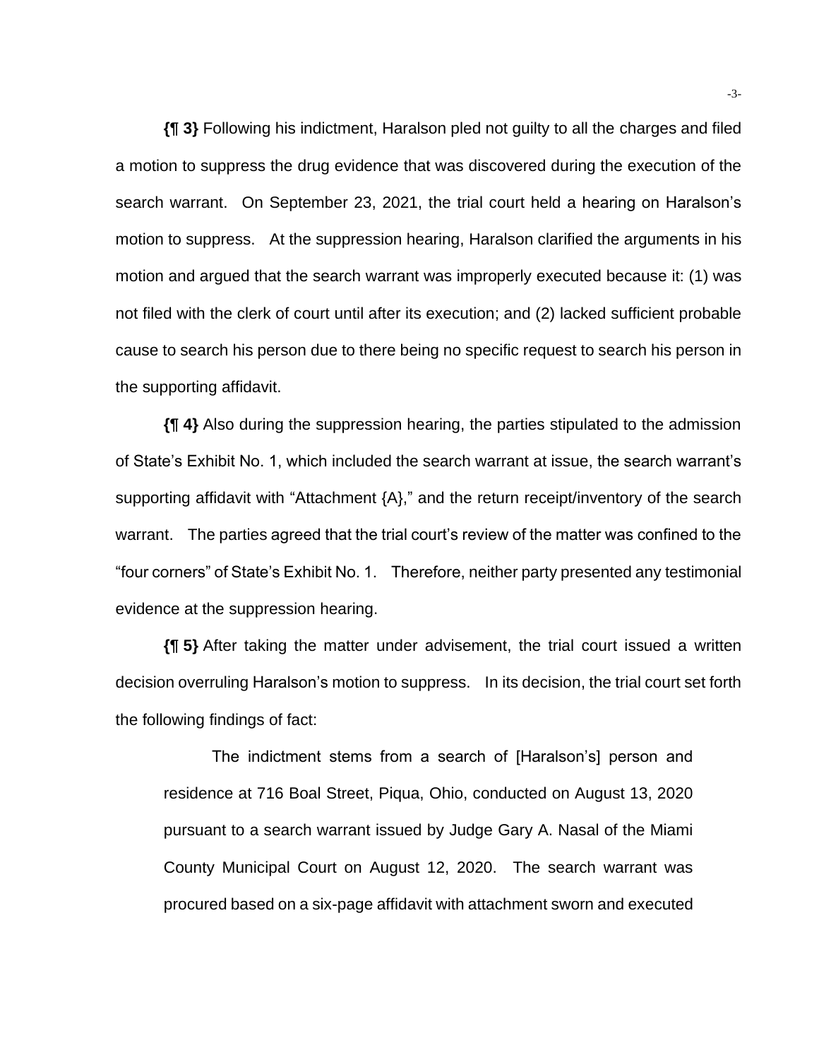**{¶ 3}** Following his indictment, Haralson pled not guilty to all the charges and filed a motion to suppress the drug evidence that was discovered during the execution of the search warrant. On September 23, 2021, the trial court held a hearing on Haralson's motion to suppress. At the suppression hearing, Haralson clarified the arguments in his motion and argued that the search warrant was improperly executed because it: (1) was not filed with the clerk of court until after its execution; and (2) lacked sufficient probable cause to search his person due to there being no specific request to search his person in the supporting affidavit.

**{¶ 4}** Also during the suppression hearing, the parties stipulated to the admission of State's Exhibit No. 1, which included the search warrant at issue, the search warrant's supporting affidavit with "Attachment {A}," and the return receipt/inventory of the search warrant. The parties agreed that the trial court's review of the matter was confined to the "four corners" of State's Exhibit No. 1. Therefore, neither party presented any testimonial evidence at the suppression hearing.

**{¶ 5}** After taking the matter under advisement, the trial court issued a written decision overruling Haralson's motion to suppress. In its decision, the trial court set forth the following findings of fact:

> The indictment stems from a search of [Haralson's] person and residence at 716 Boal Street, Piqua, Ohio, conducted on August 13, 2020 pursuant to a search warrant issued by Judge Gary A. Nasal of the Miami County Municipal Court on August 12, 2020. The search warrant was procured based on a six-page affidavit with attachment sworn and executed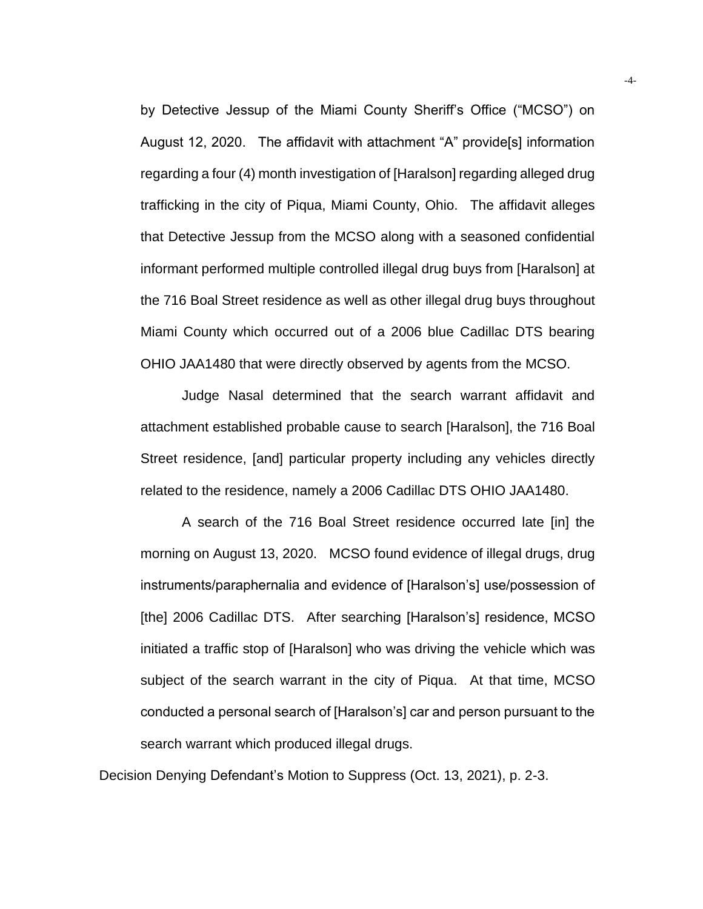by Detective Jessup of the Miami County Sheriff's Office ("MCSO") on August 12, 2020. The affidavit with attachment "A" provide[s] information regarding a four (4) month investigation of [Haralson] regarding alleged drug trafficking in the city of Piqua, Miami County, Ohio. The affidavit alleges that Detective Jessup from the MCSO along with a seasoned confidential informant performed multiple controlled illegal drug buys from [Haralson] at the 716 Boal Street residence as well as other illegal drug buys throughout Miami County which occurred out of a 2006 blue Cadillac DTS bearing OHIO JAA1480 that were directly observed by agents from the MCSO.

Judge Nasal determined that the search warrant affidavit and attachment established probable cause to search [Haralson], the 716 Boal Street residence, [and] particular property including any vehicles directly related to the residence, namely a 2006 Cadillac DTS OHIO JAA1480.

A search of the 716 Boal Street residence occurred late [in] the morning on August 13, 2020. MCSO found evidence of illegal drugs, drug instruments/paraphernalia and evidence of [Haralson's] use/possession of [the] 2006 Cadillac DTS. After searching [Haralson's] residence, MCSO initiated a traffic stop of [Haralson] who was driving the vehicle which was subject of the search warrant in the city of Piqua. At that time, MCSO conducted a personal search of [Haralson's] car and person pursuant to the search warrant which produced illegal drugs.

Decision Denying Defendant's Motion to Suppress (Oct. 13, 2021), p. 2-3.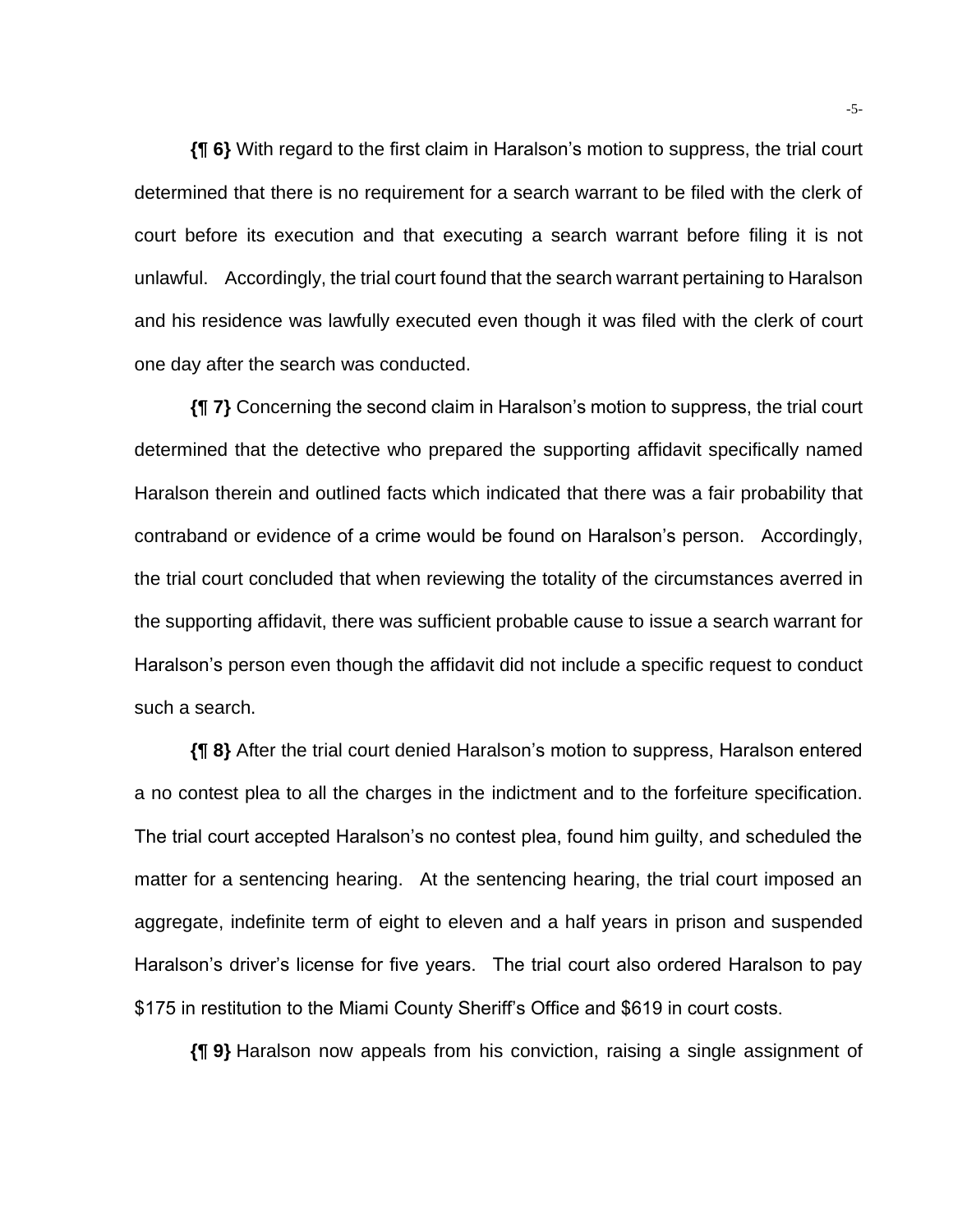**{¶ 6}** With regard to the first claim in Haralson's motion to suppress, the trial court determined that there is no requirement for a search warrant to be filed with the clerk of court before its execution and that executing a search warrant before filing it is not unlawful. Accordingly, the trial court found that the search warrant pertaining to Haralson and his residence was lawfully executed even though it was filed with the clerk of court one day after the search was conducted.

**{¶ 7}** Concerning the second claim in Haralson's motion to suppress, the trial court determined that the detective who prepared the supporting affidavit specifically named Haralson therein and outlined facts which indicated that there was a fair probability that contraband or evidence of a crime would be found on Haralson's person. Accordingly, the trial court concluded that when reviewing the totality of the circumstances averred in the supporting affidavit, there was sufficient probable cause to issue a search warrant for Haralson's person even though the affidavit did not include a specific request to conduct such a search.

**{¶ 8}** After the trial court denied Haralson's motion to suppress, Haralson entered a no contest plea to all the charges in the indictment and to the forfeiture specification. The trial court accepted Haralson's no contest plea, found him guilty, and scheduled the matter for a sentencing hearing. At the sentencing hearing, the trial court imposed an aggregate, indefinite term of eight to eleven and a half years in prison and suspended Haralson's driver's license for five years. The trial court also ordered Haralson to pay $175 in restitution to the Miami County Sheriff's Office and $619 in court costs.

**{¶ 9}** Haralson now appeals from his conviction, raising a single assignment of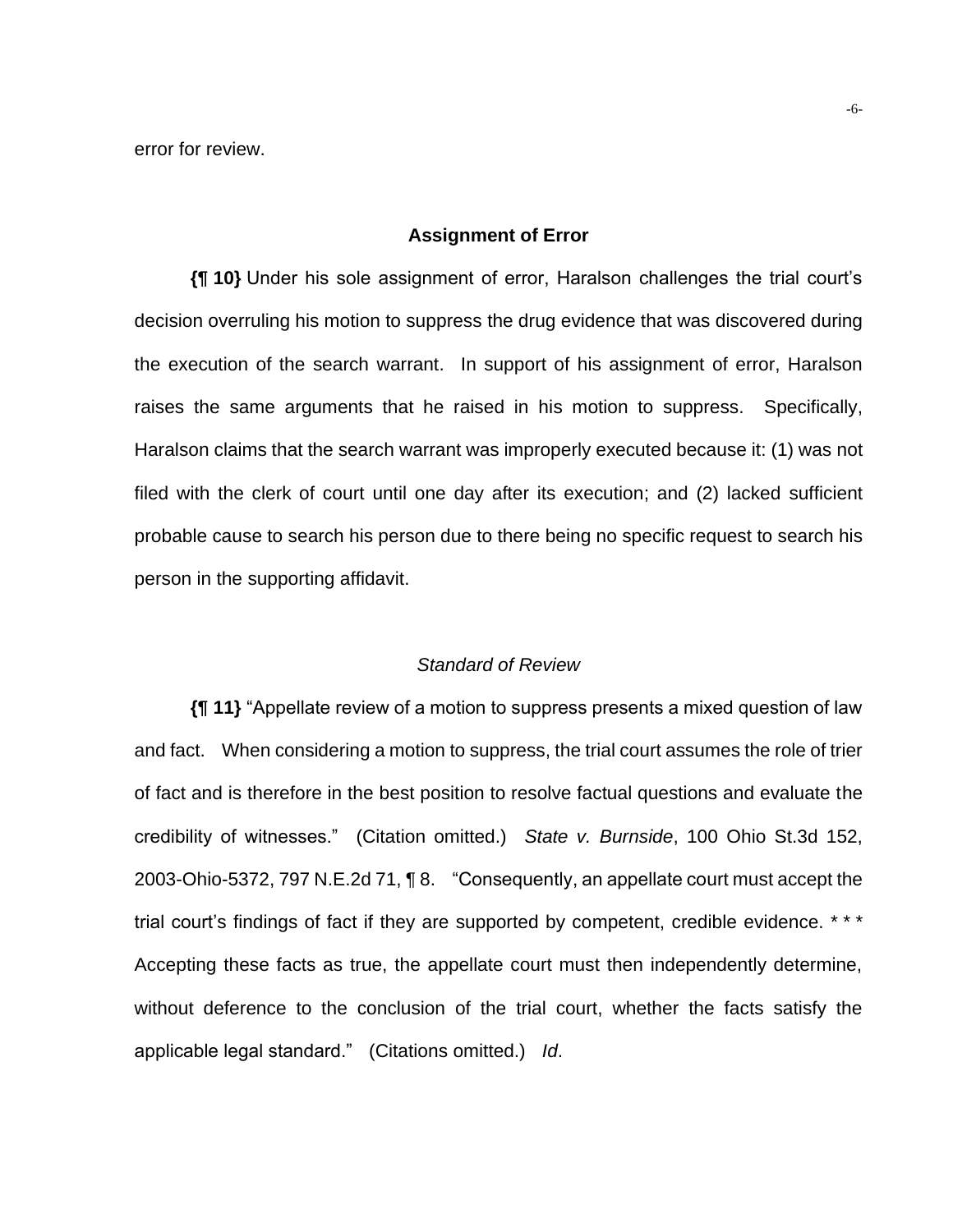error for review.

## Assignment of Error

**{¶ 10}** Under his sole assignment of error, Haralson challenges the trial court's decision overruling his motion to suppress the drug evidence that was discovered during the execution of the search warrant. In support of his assignment of error, Haralson raises the same arguments that he raised in his motion to suppress. Specifically, Haralson claims that the search warrant was improperly executed because it: (1) was not filed with the clerk of court until one day after its execution; and (2) lacked sufficient probable cause to search his person due to there being no specific request to search his person in the supporting affidavit.

### *Standard of Review*

**{¶ 11}** "Appellate review of a motion to suppress presents a mixed question of law and fact. When considering a motion to suppress, the trial court assumes the role of trier of fact and is therefore in the best position to resolve factual questions and evaluate the credibility of witnesses." (Citation omitted.) *State v. Burnside*, 100 Ohio St.3d 152, 2003-Ohio-5372, 797 N.E.2d 71, ¶ 8. "Consequently, an appellate court must accept the trial court's findings of fact if they are supported by competent, credible evidence. * * * Accepting these facts as true, the appellate court must then independently determine, without deference to the conclusion of the trial court, whether the facts satisfy the applicable legal standard." (Citations omitted.) *Id*.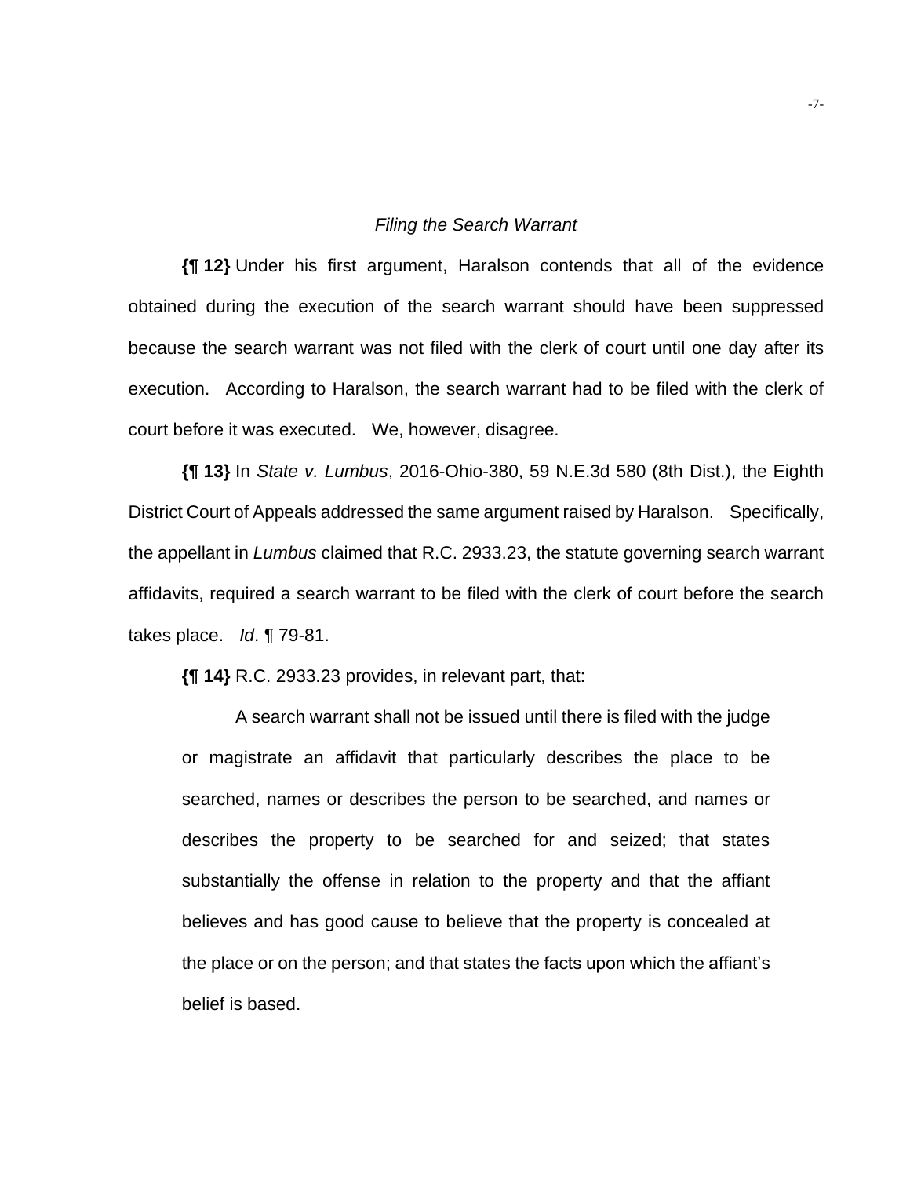*Filing the Search Warrant*

**{¶ 12}** Under his first argument, Haralson contends that all of the evidence obtained during the execution of the search warrant should have been suppressed because the search warrant was not filed with the clerk of court until one day after its execution. According to Haralson, the search warrant had to be filed with the clerk of court before it was executed. We, however, disagree.

**{¶ 13}** In *State v. Lumbus*, 2016-Ohio-380, 59 N.E.3d 580 (8th Dist.), the Eighth District Court of Appeals addressed the same argument raised by Haralson. Specifically, the appellant in *Lumbus* claimed that R.C. 2933.23, the statute governing search warrant affidavits, required a search warrant to be filed with the clerk of court before the search takes place. *Id*. ¶ 79-81.

**{¶ 14}** R.C. 2933.23 provides, in relevant part, that:

> A search warrant shall not be issued until there is filed with the judge or magistrate an affidavit that particularly describes the place to be searched, names or describes the person to be searched, and names or describes the property to be searched for and seized; that states substantially the offense in relation to the property and that the affiant believes and has good cause to believe that the property is concealed at the place or on the person; and that states the facts upon which the affiant's belief is based.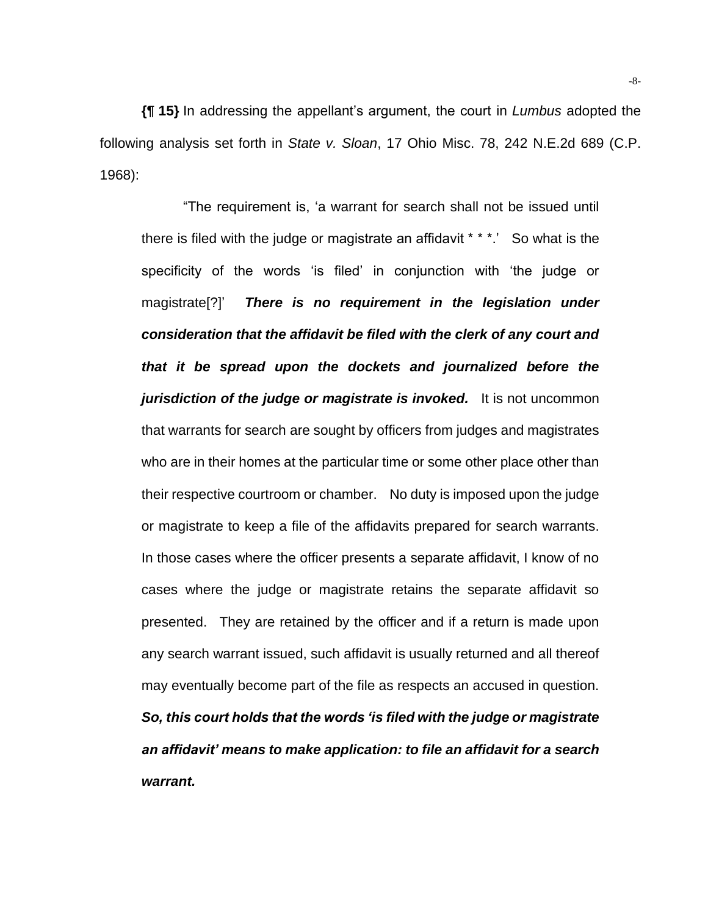**{¶ 15}** In addressing the appellant's argument, the court in *Lumbus* adopted the following analysis set forth in *State v. Sloan*, 17 Ohio Misc. 78, 242 N.E.2d 689 (C.P. 1968):

> "The requirement is, 'a warrant for search shall not be issued until there is filed with the judge or magistrate an affidavit * * *.' So what is the specificity of the words 'is filed' in conjunction with 'the judge or magistrate[?]' ***There is no requirement in the legislation under consideration that the affidavit be filed with the clerk of any court and that it be spread upon the dockets and journalized before the jurisdiction of the judge or magistrate is invoked.*** It is not uncommon that warrants for search are sought by officers from judges and magistrates who are in their homes at the particular time or some other place other than their respective courtroom or chamber. No duty is imposed upon the judge or magistrate to keep a file of the affidavits prepared for search warrants. In those cases where the officer presents a separate affidavit, I know of no cases where the judge or magistrate retains the separate affidavit so presented. They are retained by the officer and if a return is made upon any search warrant issued, such affidavit is usually returned and all thereof may eventually become part of the file as respects an accused in question. ***So, this court holds that the words 'is filed with the judge or magistrate an affidavit' means to make application: to file an affidavit for a search warrant.***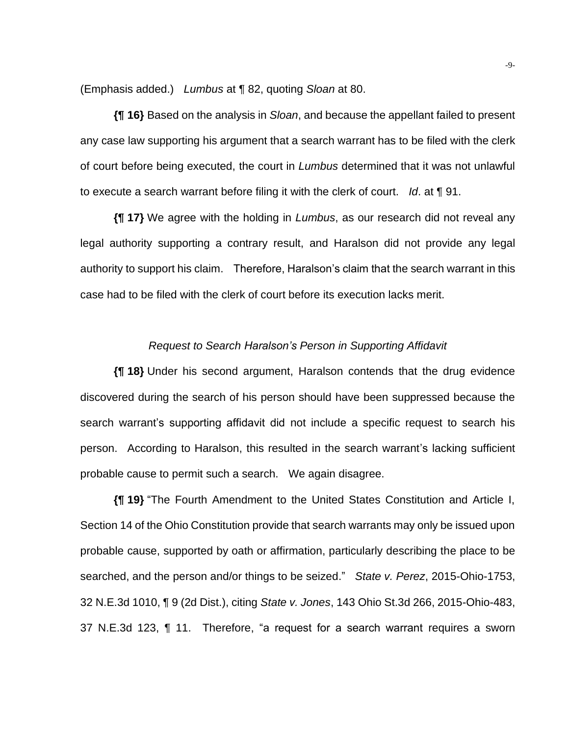(Emphasis added.) *Lumbus* at ¶ 82, quoting *Sloan* at 80.

**{¶ 16}** Based on the analysis in *Sloan*, and because the appellant failed to present any case law supporting his argument that a search warrant has to be filed with the clerk of court before being executed, the court in *Lumbus* determined that it was not unlawful to execute a search warrant before filing it with the clerk of court. *Id*. at ¶ 91.

**{¶ 17}** We agree with the holding in *Lumbus*, as our research did not reveal any legal authority supporting a contrary result, and Haralson did not provide any legal authority to support his claim. Therefore, Haralson's claim that the search warrant in this case had to be filed with the clerk of court before its execution lacks merit.

*Request to Search Haralson's Person in Supporting Affidavit*

**{¶ 18}** Under his second argument, Haralson contends that the drug evidence discovered during the search of his person should have been suppressed because the search warrant's supporting affidavit did not include a specific request to search his person. According to Haralson, this resulted in the search warrant's lacking sufficient probable cause to permit such a search. We again disagree.

**{¶ 19}** "The Fourth Amendment to the United States Constitution and Article I, Section 14 of the Ohio Constitution provide that search warrants may only be issued upon probable cause, supported by oath or affirmation, particularly describing the place to be searched, and the person and/or things to be seized." *State v. Perez*, 2015-Ohio-1753, 32 N.E.3d 1010, ¶ 9 (2d Dist.), citing *State v. Jones*, 143 Ohio St.3d 266, 2015-Ohio-483, 37 N.E.3d 123, ¶ 11. Therefore, "a request for a search warrant requires a sworn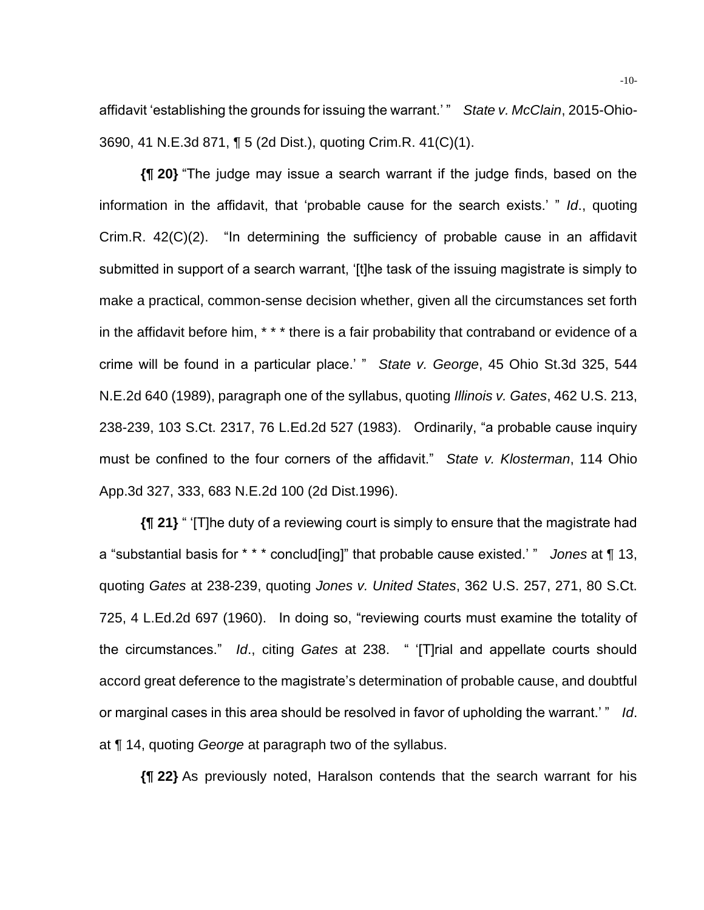affidavit 'establishing the grounds for issuing the warrant.' " *State v. McClain*, 2015-Ohio-3690, 41 N.E.3d 871, ¶ 5 (2d Dist.), quoting Crim.R. 41(C)(1).

**{¶ 20}** "The judge may issue a search warrant if the judge finds, based on the information in the affidavit, that 'probable cause for the search exists.' " *Id*., quoting Crim.R. 42(C)(2). "In determining the sufficiency of probable cause in an affidavit submitted in support of a search warrant, '[t]he task of the issuing magistrate is simply to make a practical, common-sense decision whether, given all the circumstances set forth in the affidavit before him, * * * there is a fair probability that contraband or evidence of a crime will be found in a particular place.' " *State v. George*, 45 Ohio St.3d 325, 544 N.E.2d 640 (1989), paragraph one of the syllabus, quoting *Illinois v. Gates*, 462 U.S. 213, 238-239, 103 S.Ct. 2317, 76 L.Ed.2d 527 (1983). Ordinarily, "a probable cause inquiry must be confined to the four corners of the affidavit." *State v. Klosterman*, 114 Ohio App.3d 327, 333, 683 N.E.2d 100 (2d Dist.1996).

**{¶ 21}** " '[T]he duty of a reviewing court is simply to ensure that the magistrate had a "substantial basis for * * * conclud[ing]" that probable cause existed.' " *Jones* at ¶ 13, quoting *Gates* at 238-239, quoting *Jones v. United States*, 362 U.S. 257, 271, 80 S.Ct. 725, 4 L.Ed.2d 697 (1960). In doing so, "reviewing courts must examine the totality of the circumstances." *Id*., citing *Gates* at 238. " '[T]rial and appellate courts should accord great deference to the magistrate's determination of probable cause, and doubtful or marginal cases in this area should be resolved in favor of upholding the warrant.' " *Id*. at ¶ 14, quoting *George* at paragraph two of the syllabus.

**{¶ 22}** As previously noted, Haralson contends that the search warrant for his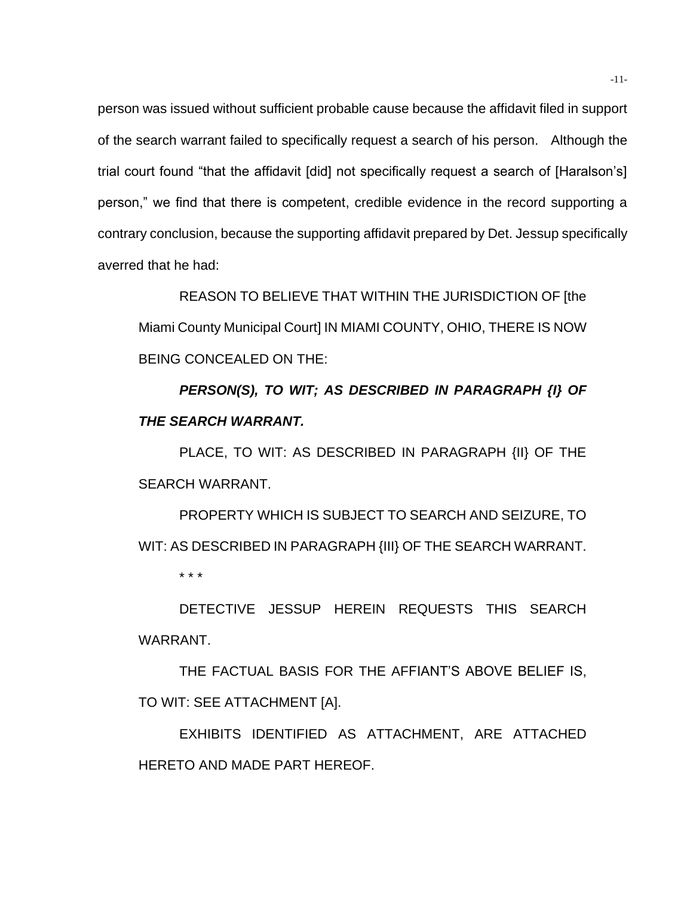person was issued without sufficient probable cause because the affidavit filed in support of the search warrant failed to specifically request a search of his person. Although the trial court found "that the affidavit [did] not specifically request a search of [Haralson's] person," we find that there is competent, credible evidence in the record supporting a contrary conclusion, because the supporting affidavit prepared by Det. Jessup specifically averred that he had:

> REASON TO BELIEVE THAT WITHIN THE JURISDICTION OF [the Miami County Municipal Court] IN MIAMI COUNTY, OHIO, THERE IS NOW BEING CONCEALED ON THE:
>
> ***PERSON(S), TO WIT; AS DESCRIBED IN PARAGRAPH {I} OF THE SEARCH WARRANT.***
>
> PLACE, TO WIT: AS DESCRIBED IN PARAGRAPH {II} OF THE SEARCH WARRANT.
>
> PROPERTY WHICH IS SUBJECT TO SEARCH AND SEIZURE, TO WIT: AS DESCRIBED IN PARAGRAPH {III} OF THE SEARCH WARRANT.
>
> * * *
>
> DETECTIVE JESSUP HEREIN REQUESTS THIS SEARCH WARRANT.
>
> THE FACTUAL BASIS FOR THE AFFIANT'S ABOVE BELIEF IS, TO WIT: SEE ATTACHMENT [A].
>
> EXHIBITS IDENTIFIED AS ATTACHMENT, ARE ATTACHED HERETO AND MADE PART HEREOF.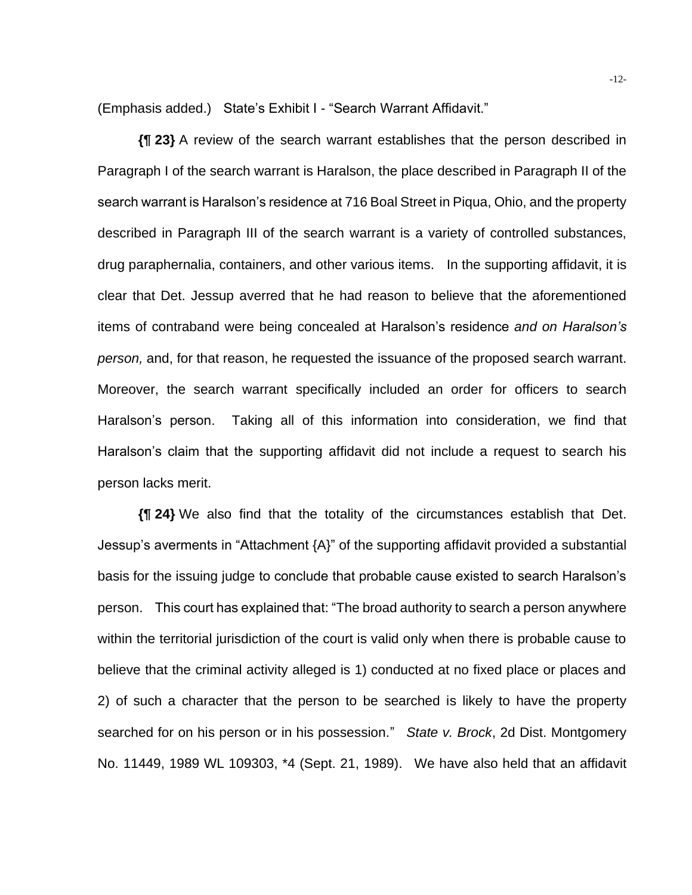(Emphasis added.) State's Exhibit I - "Search Warrant Affidavit."

**{¶ 23}** A review of the search warrant establishes that the person described in Paragraph I of the search warrant is Haralson, the place described in Paragraph II of the search warrant is Haralson's residence at 716 Boal Street in Piqua, Ohio, and the property described in Paragraph III of the search warrant is a variety of controlled substances, drug paraphernalia, containers, and other various items. In the supporting affidavit, it is clear that Det. Jessup averred that he had reason to believe that the aforementioned items of contraband were being concealed at Haralson's residence *and on Haralson's person,* and, for that reason, he requested the issuance of the proposed search warrant. Moreover, the search warrant specifically included an order for officers to search Haralson's person. Taking all of this information into consideration, we find that Haralson's claim that the supporting affidavit did not include a request to search his person lacks merit.

**{¶ 24}** We also find that the totality of the circumstances establish that Det. Jessup's averments in "Attachment {A}" of the supporting affidavit provided a substantial basis for the issuing judge to conclude that probable cause existed to search Haralson's person. This court has explained that: "The broad authority to search a person anywhere within the territorial jurisdiction of the court is valid only when there is probable cause to believe that the criminal activity alleged is 1) conducted at no fixed place or places and 2) of such a character that the person to be searched is likely to have the property searched for on his person or in his possession." *State v. Brock*, 2d Dist. Montgomery No. 11449, 1989 WL 109303, *4 (Sept. 21, 1989). We have also held that an affidavit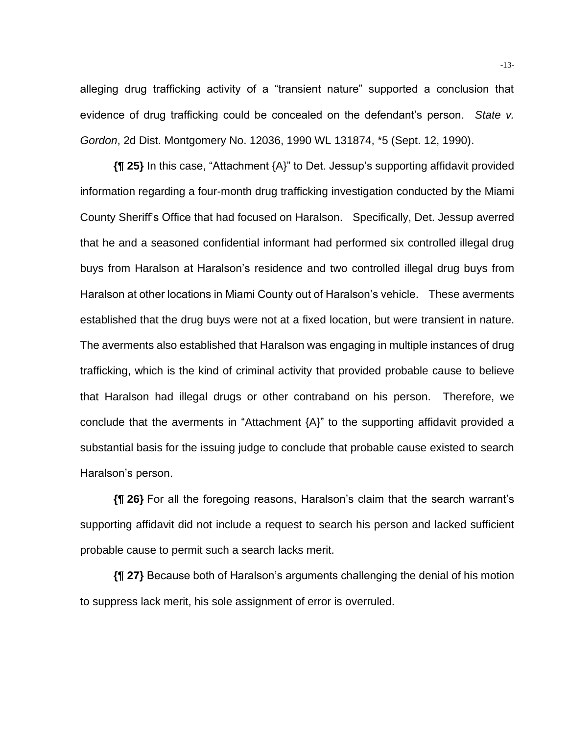alleging drug trafficking activity of a "transient nature" supported a conclusion that evidence of drug trafficking could be concealed on the defendant's person. *State v. Gordon*, 2d Dist. Montgomery No. 12036, 1990 WL 131874, *5 (Sept. 12, 1990).

**{¶ 25}** In this case, "Attachment {A}" to Det. Jessup's supporting affidavit provided information regarding a four-month drug trafficking investigation conducted by the Miami County Sheriff's Office that had focused on Haralson. Specifically, Det. Jessup averred that he and a seasoned confidential informant had performed six controlled illegal drug buys from Haralson at Haralson's residence and two controlled illegal drug buys from Haralson at other locations in Miami County out of Haralson's vehicle. These averments established that the drug buys were not at a fixed location, but were transient in nature. The averments also established that Haralson was engaging in multiple instances of drug trafficking, which is the kind of criminal activity that provided probable cause to believe that Haralson had illegal drugs or other contraband on his person. Therefore, we conclude that the averments in "Attachment {A}" to the supporting affidavit provided a substantial basis for the issuing judge to conclude that probable cause existed to search Haralson's person.

**{¶ 26}** For all the foregoing reasons, Haralson's claim that the search warrant's supporting affidavit did not include a request to search his person and lacked sufficient probable cause to permit such a search lacks merit.

**{¶ 27}** Because both of Haralson's arguments challenging the denial of his motion to suppress lack merit, his sole assignment of error is overruled.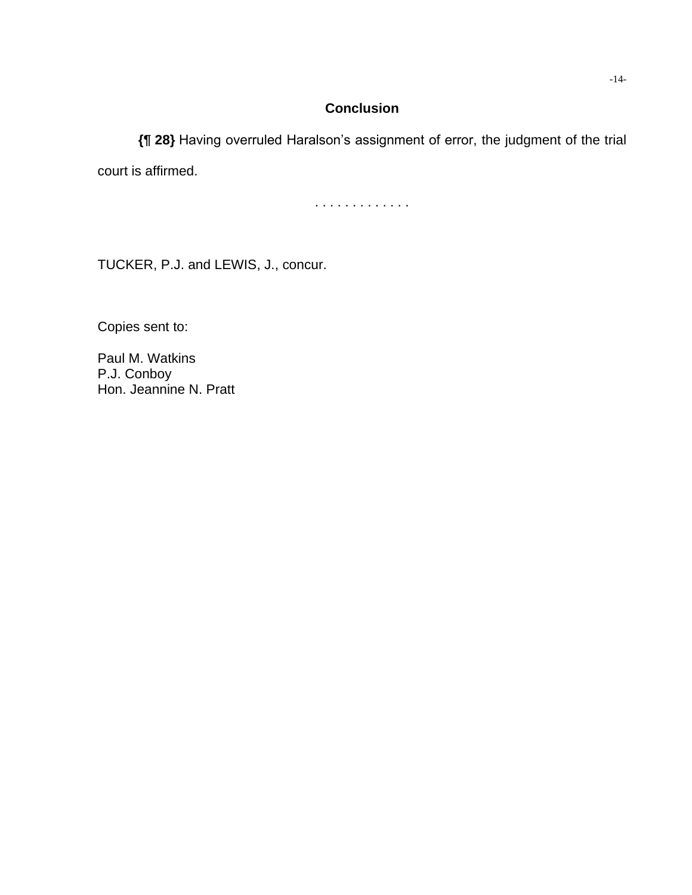## Conclusion

**{¶ 28}** Having overruled Haralson's assignment of error, the judgment of the trial court is affirmed.

. . . . . . . . . . . . .

TUCKER, P.J. and LEWIS, J., concur.

Copies sent to:

Paul M. Watkins
P.J. Conboy
Hon. Jeannine N. Pratt